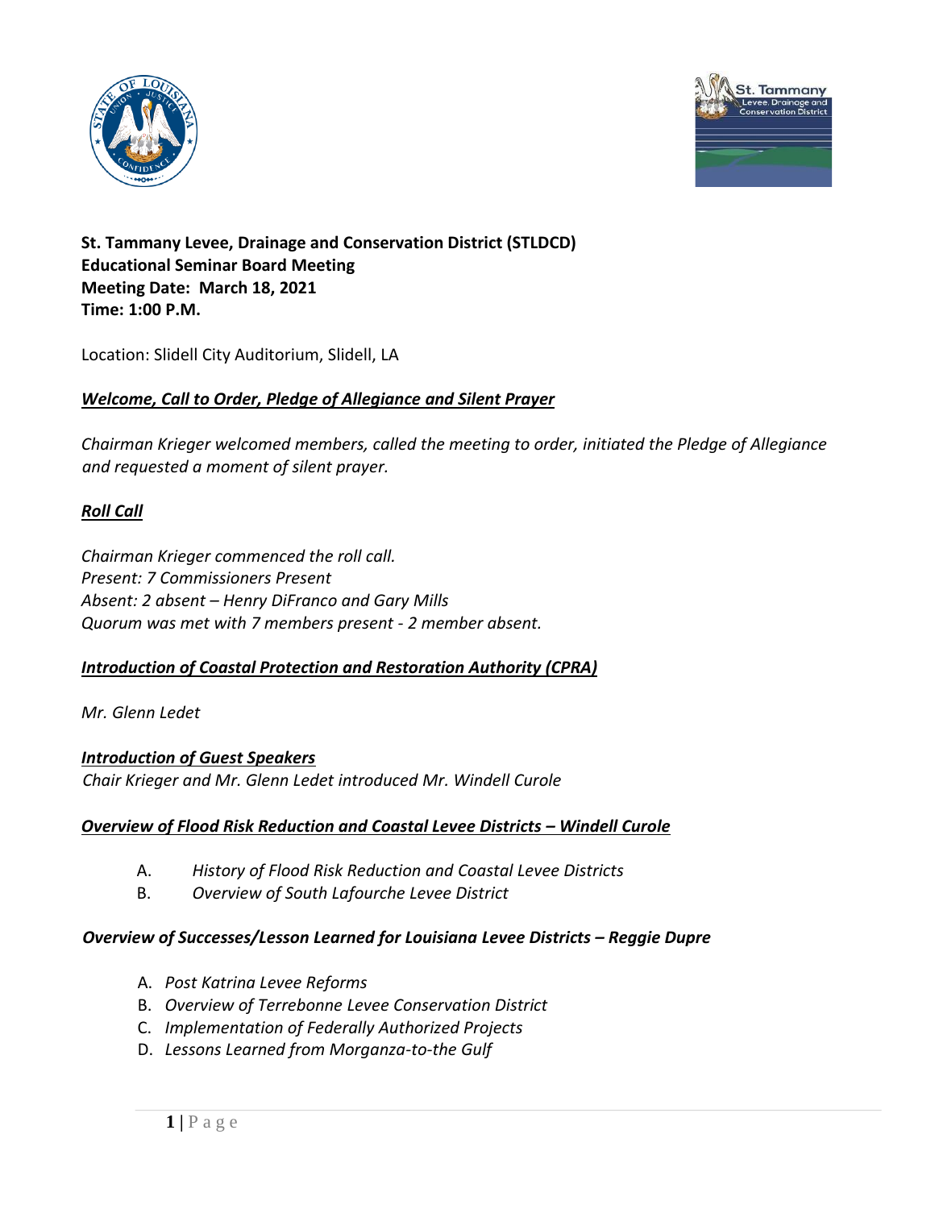**St. Tammany Levee, Drainage and Conservation District (STLDCD)**
**Educational Seminar Board Meeting**
**Meeting Date: March 18, 2021**
**Time: 1:00 P.M.**

Location: Slidell City Auditorium, Slidell, LA

## ***Welcome, Call to Order, Pledge of Allegiance and Silent Prayer***

*Chairman Krieger welcomed members, called the meeting to order, initiated the Pledge of Allegiance and requested a moment of silent prayer.*

## ***Roll Call***

*Chairman Krieger commenced the roll call.*
*Present: 7 Commissioners Present*
*Absent: 2 absent – Henry DiFranco and Gary Mills*
*Quorum was met with 7 members present - 2 member absent.*

## ***Introduction of Coastal Protection and Restoration Authority (CPRA)***

*Mr. Glenn Ledet*

## ***Introduction of Guest Speakers***

*Chair Krieger and Mr. Glenn Ledet introduced Mr. Windell Curole*

## ***Overview of Flood Risk Reduction and Coastal Levee Districts – Windell Curole***

A. *History of Flood Risk Reduction and Coastal Levee Districts*
B. *Overview of South Lafourche Levee District*

## ***Overview of Successes/Lesson Learned for Louisiana Levee Districts – Reggie Dupre***

A. *Post Katrina Levee Reforms*
B. *Overview of Terrebonne Levee Conservation District*
C. *Implementation of Federally Authorized Projects*
D. *Lessons Learned from Morganza-to-the Gulf*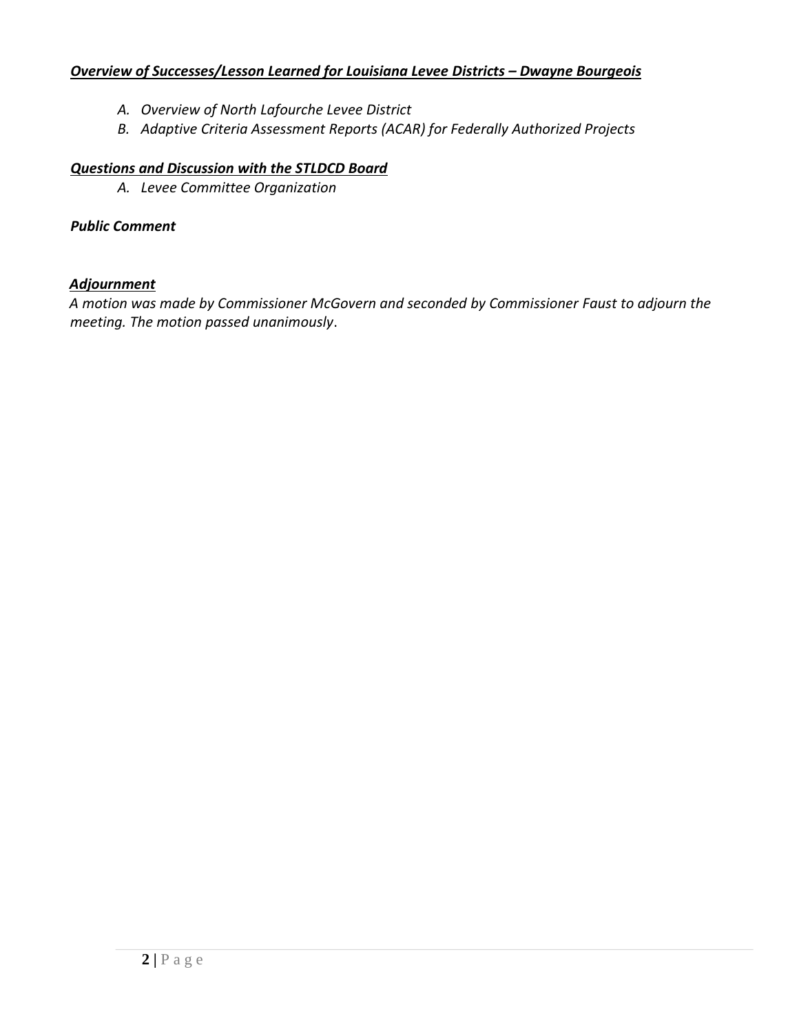***<u>Overview of Successes/Lesson Learned for Louisiana Levee Districts – Dwayne Bourgeois</u>***

- *A. Overview of North Lafourche Levee District*
- *B. Adaptive Criteria Assessment Reports (ACAR) for Federally Authorized Projects*

***<u>Questions and Discussion with the STLDCD Board</u>***

- *A. Levee Committee Organization*

***Public Comment***

***<u>Adjournment</u>***

*A motion was made by Commissioner McGovern and seconded by Commissioner Faust to adjourn the meeting. The motion passed unanimously*.